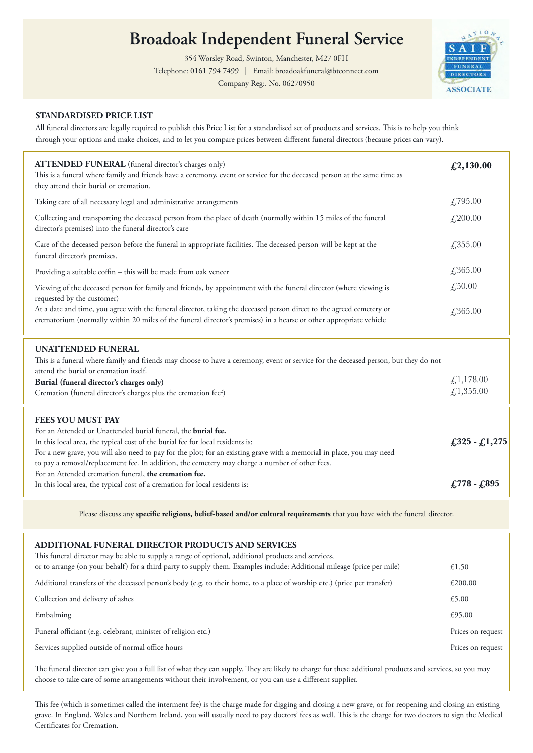# Broadoak Independent Funeral Service

354 Worsley Road, Swinton, Manchester, M27 0FH

Telephone: 0161 794 7499 | Email: broadoakfuneral@btconnect.com

Company Reg:. No. 06270950

NATIONAL SAIF INDEPENDENT FUNERAL DIRECTORS ASSOCIATE

## STANDARDISED PRICE LIST

All funeral directors are legally required to publish this Price List for a standardised set of products and services. This is to help you think through your options and make choices, and to let you compare prices between different funeral directors (because prices can vary).

| | |
|---|---|
| **ATTENDED FUNERAL** (funeral director's charges only)<br>This is a funeral where family and friends have a ceremony, event or service for the deceased person at the same time as they attend their burial or cremation. | **£2,130.00** |
| Taking care of all necessary legal and administrative arrangements | £795.00 |
| Collecting and transporting the deceased person from the place of death (normally within 15 miles of the funeral director's premises) into the funeral director's care | £200.00 |
| Care of the deceased person before the funeral in appropriate facilities. The deceased person will be kept at the funeral director's premises. | £355.00 |
| Providing a suitable coffin – this will be made from oak veneer | £365.00 |
| Viewing of the deceased person for family and friends, by appointment with the funeral director (where viewing is requested by the customer) | £50.00 |
| At a date and time, you agree with the funeral director, taking the deceased person direct to the agreed cemetery or crematorium (normally within 20 miles of the funeral director's premises) in a hearse or other appropriate vehicle | £365.00 |

| | |
|---|---|
| **UNATTENDED FUNERAL**<br>This is a funeral where family and friends may choose to have a ceremony, event or service for the deceased person, but they do not attend the burial or cremation itself. | |
| **Burial (funeral director's charges only)** | £1,178.00 |
| Cremation (funeral director's charges plus the cremation fee[2]) | £1,355.00 |

| | |
|---|---|
| **FEES YOU MUST PAY**<br>For an Attended or Unattended burial funeral, the **burial fee.**<br>In this local area, the typical cost of the burial fee for local residents is: | **£325 - £1,275** |
| For a new grave, you will also need to pay for the plot; for an existing grave with a memorial in place, you may need to pay a removal/replacement fee. In addition, the cemetery may charge a number of other fees. | |
| For an Attended cremation funeral, **the cremation fee.**<br>In this local area, the typical cost of a cremation for local residents is: | **£778 - £895** |

Please discuss any **specific religious, belief-based and/or cultural requirements** that you have with the funeral director.

| | |
|---|---|
| **ADDITIONAL FUNERAL DIRECTOR PRODUCTS AND SERVICES**<br>This funeral director may be able to supply a range of optional, additional products and services, or to arrange (on your behalf) for a third party to supply them. Examples include: Additional mileage (price per mile) | £1.50 |
| Additional transfers of the deceased person's body (e.g. to their home, to a place of worship etc.) (price per transfer) | £200.00 |
| Collection and delivery of ashes | £5.00 |
| Embalming | £95.00 |
| Funeral officiant (e.g. celebrant, minister of religion etc.) | Prices on request |
| Services supplied outside of normal office hours | Prices on request |

The funeral director can give you a full list of what they can supply. They are likely to charge for these additional products and services, so you may choose to take care of some arrangements without their involvement, or you can use a different supplier.

This fee (which is sometimes called the interment fee) is the charge made for digging and closing a new grave, or for reopening and closing an existing grave. In England, Wales and Northern Ireland, you will usually need to pay doctors' fees as well. This is the charge for two doctors to sign the Medical Certificates for Cremation.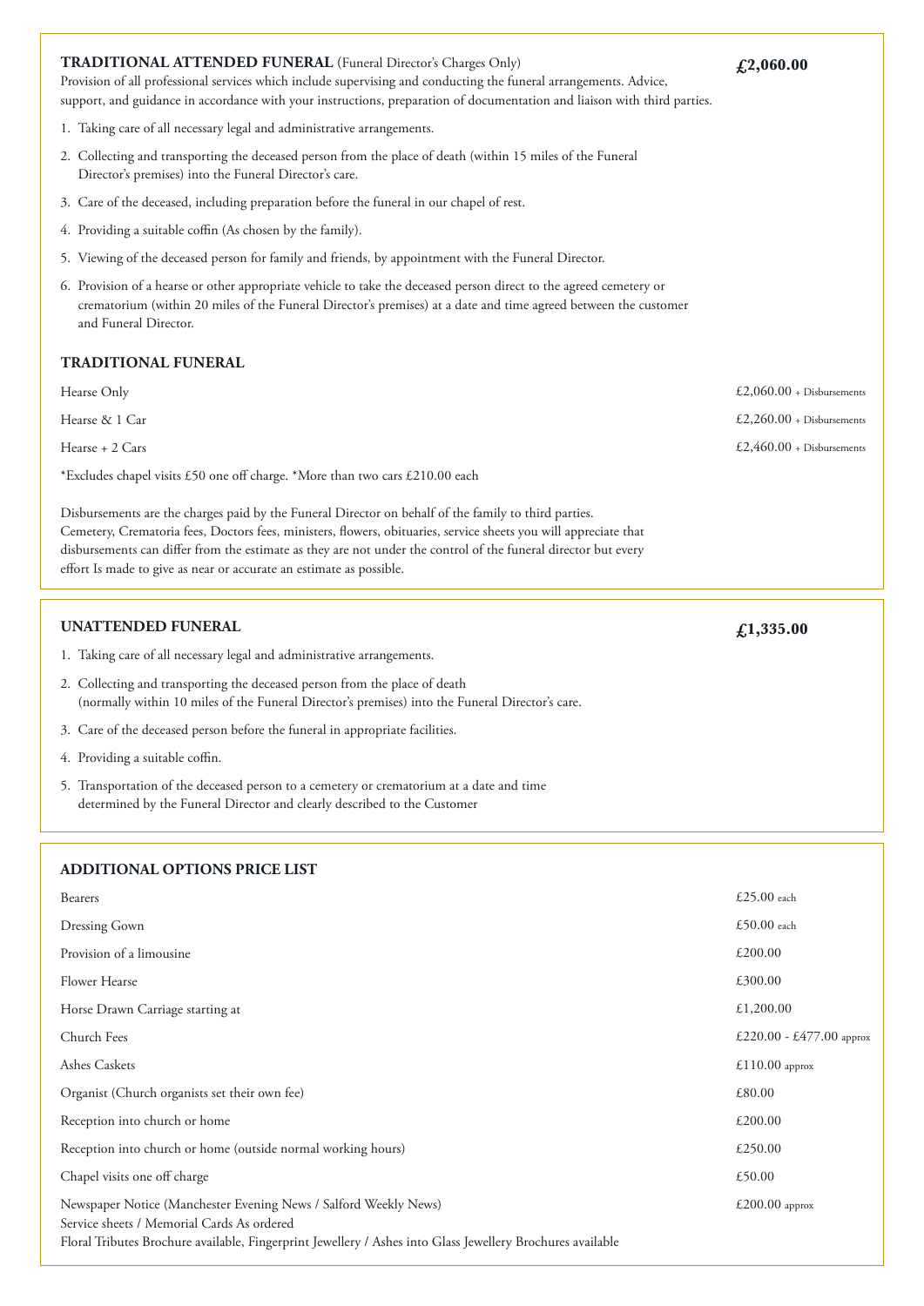## TRADITIONAL ATTENDED FUNERAL (Funeral Director's Charges Only) — £2,060.00

Provision of all professional services which include supervising and conducting the funeral arrangements. Advice, support, and guidance in accordance with your instructions, preparation of documentation and liaison with third parties.

1. Taking care of all necessary legal and administrative arrangements.
2. Collecting and transporting the deceased person from the place of death (within 15 miles of the Funeral Director's premises) into the Funeral Director's care.
3. Care of the deceased, including preparation before the funeral in our chapel of rest.
4. Providing a suitable coffin (As chosen by the family).
5. Viewing of the deceased person for family and friends, by appointment with the Funeral Director.
6. Provision of a hearse or other appropriate vehicle to take the deceased person direct to the agreed cemetery or crematorium (within 20 miles of the Funeral Director's premises) at a date and time agreed between the customer and Funeral Director.

### TRADITIONAL FUNERAL

| | |
|---|---|
| Hearse Only | £2,060.00 + Disbursements |
| Hearse & 1 Car | £2,260.00 + Disbursements |
| Hearse + 2 Cars | £2,460.00 + Disbursements |

*Excludes chapel visits £50 one off charge. *More than two cars £210.00 each

Disbursements are the charges paid by the Funeral Director on behalf of the family to third parties. Cemetery, Crematoria fees, Doctors fees, ministers, flowers, obituaries, service sheets you will appreciate that disbursements can differ from the estimate as they are not under the control of the funeral director but every effort Is made to give as near or accurate an estimate as possible.

## UNATTENDED FUNERAL — £1,335.00

1. Taking care of all necessary legal and administrative arrangements.
2. Collecting and transporting the deceased person from the place of death (normally within 10 miles of the Funeral Director's premises) into the Funeral Director's care.
3. Care of the deceased person before the funeral in appropriate facilities.
4. Providing a suitable coffin.
5. Transportation of the deceased person to a cemetery or crematorium at a date and time determined by the Funeral Director and clearly described to the Customer

## ADDITIONAL OPTIONS PRICE LIST

| | |
|---|---|
| Bearers | £25.00 each |
| Dressing Gown | £50.00 each |
| Provision of a limousine | £200.00 |
| Flower Hearse | £300.00 |
| Horse Drawn Carriage starting at | £1,200.00 |
| Church Fees | £220.00 - £477.00 approx |
| Ashes Caskets | £110.00 approx |
| Organist (Church organists set their own fee) | £80.00 |
| Reception into church or home | £200.00 |
| Reception into church or home (outside normal working hours) | £250.00 |
| Chapel visits one off charge | £50.00 |
| Newspaper Notice (Manchester Evening News / Salford Weekly News) | £200.00 approx |
| Service sheets / Memorial Cards As ordered | |

Floral Tributes Brochure available, Fingerprint Jewellery / Ashes into Glass Jewellery Brochures available